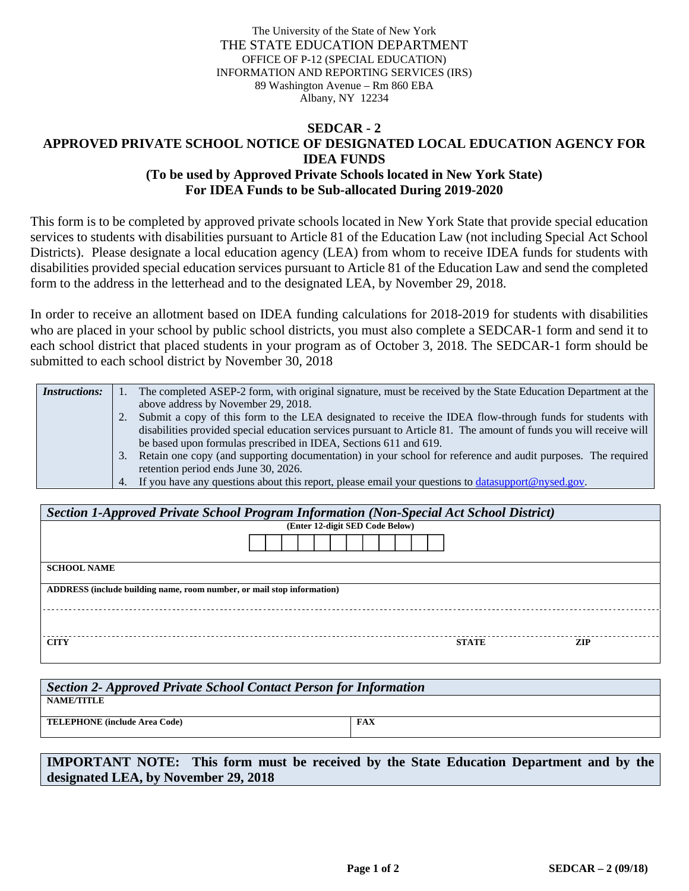The University of the State of New York
THE STATE EDUCATION DEPARTMENT
OFFICE OF P-12 (SPECIAL EDUCATION)
INFORMATION AND REPORTING SERVICES (IRS)
89 Washington Avenue – Rm 860 EBA
Albany, NY 12234

# SEDCAR - 2
# APPROVED PRIVATE SCHOOL NOTICE OF DESIGNATED LOCAL EDUCATION AGENCY FOR IDEA FUNDS
## (To be used by Approved Private Schools located in New York State)
## For IDEA Funds to be Sub-allocated During 2019-2020

This form is to be completed by approved private schools located in New York State that provide special education services to students with disabilities pursuant to Article 81 of the Education Law (not including Special Act School Districts). Please designate a local education agency (LEA) from whom to receive IDEA funds for students with disabilities provided special education services pursuant to Article 81 of the Education Law and send the completed form to the address in the letterhead and to the designated LEA, by November 29, 2018.

In order to receive an allotment based on IDEA funding calculations for 2018-2019 for students with disabilities who are placed in your school by public school districts, you must also complete a SEDCAR-1 form and send it to each school district that placed students in your program as of October 3, 2018. The SEDCAR-1 form should be submitted to each school district by November 30, 2018

***Instructions:***

1. The completed ASEP-2 form, with original signature, must be received by the State Education Department at the above address by November 29, 2018.
2. Submit a copy of this form to the LEA designated to receive the IDEA flow-through funds for students with disabilities provided special education services pursuant to Article 81. The amount of funds you will receive will be based upon formulas prescribed in IDEA, Sections 611 and 619.
3. Retain one copy (and supporting documentation) in your school for reference and audit purposes. The required retention period ends June 30, 2026.
4. If you have any questions about this report, please email your questions to datasupport@nysed.gov.

### *Section 1-Approved Private School Program Information (Non-Special Act School District)*

**(Enter 12-digit SED Code Below)**

| | | | | | | | | | | | |
|---|---|---|---|---|---|---|---|---|---|---|---|
| | | | | | | | | | | | |

**SCHOOL NAME**

**ADDRESS (include building name, room number, or mail stop information)**

| CITY | STATE | ZIP |
|---|---|---|
| | | |

### *Section 2- Approved Private School Contact Person for Information*

**NAME/TITLE**

| TELEPHONE (include Area Code) | FAX |
|---|---|
| | |

**IMPORTANT NOTE: This form must be received by the State Education Department and by the designated LEA, by November 29, 2018**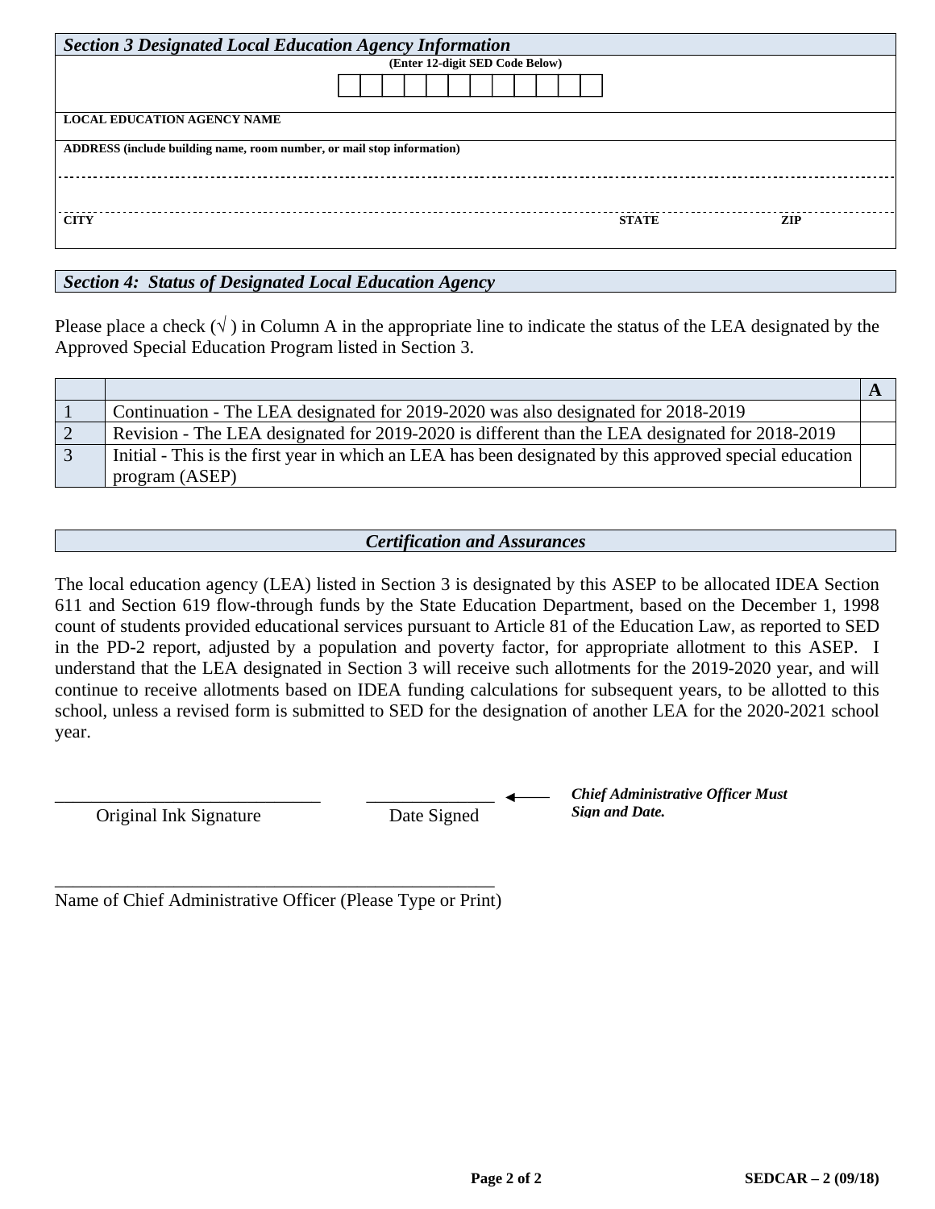## *Section 3 Designated Local Education Agency Information*

**(Enter 12-digit SED Code Below)**

| | | | | | | | | | | | |
|---|---|---|---|---|---|---|---|---|---|---|---|
| | | | | | | | | | | | |

**LOCAL EDUCATION AGENCY NAME**

**ADDRESS (include building name, room number, or mail stop information)**

**CITY** **STATE** **ZIP**

## *Section 4: Status of Designated Local Education Agency*

Please place a check (√ ) in Column A in the appropriate line to indicate the status of the LEA designated by the Approved Special Education Program listed in Section 3.

| | | A |
|---|---|---|
| 1 | Continuation - The LEA designated for 2019-2020 was also designated for 2018-2019 | |
| 2 | Revision - The LEA designated for 2019-2020 is different than the LEA designated for 2018-2019 | |
| 3 | Initial - This is the first year in which an LEA has been designated by this approved special education program (ASEP) | |

## *Certification and Assurances*

The local education agency (LEA) listed in Section 3 is designated by this ASEP to be allocated IDEA Section 611 and Section 619 flow-through funds by the State Education Department, based on the December 1, 1998 count of students provided educational services pursuant to Article 81 of the Education Law, as reported to SED in the PD-2 report, adjusted by a population and poverty factor, for appropriate allotment to this ASEP. I understand that the LEA designated in Section 3 will receive such allotments for the 2019-2020 year, and will continue to receive allotments based on IDEA funding calculations for subsequent years, to be allotted to this school, unless a revised form is submitted to SED for the designation of another LEA for the 2020-2021 school year.

______________________________ _______________ ←——— ***Chief Administrative Officer Must Sign and Date.***

Original Ink Signature Date Signed

__________________________________________________

Name of Chief Administrative Officer (Please Type or Print)

**SEDCAR – 2 (09/18)**